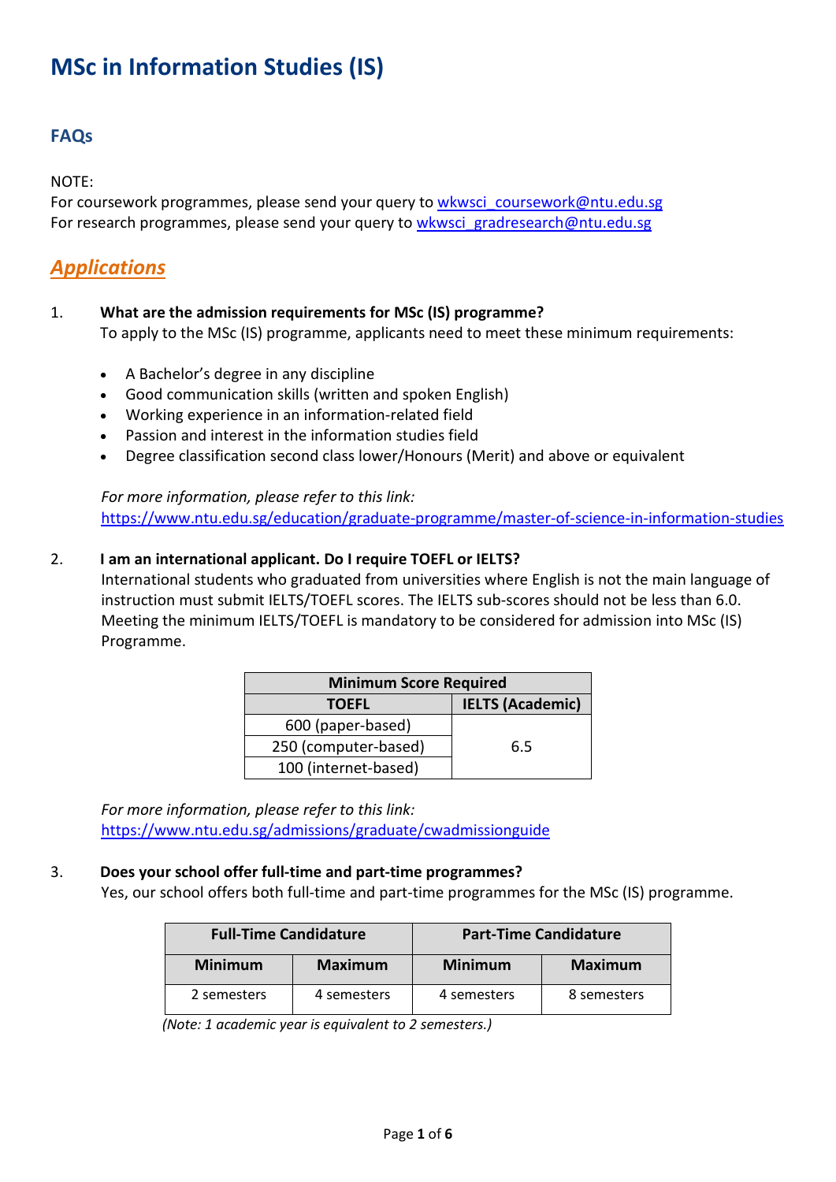# MSc in Information Studies (IS)

## FAQs

NOTE:
For coursework programmes, please send your query to [wkwsci_coursework@ntu.edu.sg](mailto:wkwsci_coursework@ntu.edu.sg)
For research programmes, please send your query to [wkwsci_gradresearch@ntu.edu.sg](mailto:wkwsci_gradresearch@ntu.edu.sg)

## *Applications*

1. **What are the admission requirements for MSc (IS) programme?**
   To apply to the MSc (IS) programme, applicants need to meet these minimum requirements:

   - A Bachelor's degree in any discipline
   - Good communication skills (written and spoken English)
   - Working experience in an information-related field
   - Passion and interest in the information studies field
   - Degree classification second class lower/Honours (Merit) and above or equivalent

   *For more information, please refer to this link:*
   https://www.ntu.edu.sg/education/graduate-programme/master-of-science-in-information-studies

2. **I am an international applicant. Do I require TOEFL or IELTS?**
   International students who graduated from universities where English is not the main language of instruction must submit IELTS/TOEFL scores. The IELTS sub-scores should not be less than 6.0. Meeting the minimum IELTS/TOEFL is mandatory to be considered for admission into MSc (IS) Programme.

| Minimum Score Required | |
|---|---|
| **TOEFL** | **IELTS (Academic)** |
| 600 (paper-based) | 6.5 |
| 250 (computer-based) | |
| 100 (internet-based) | |

   *For more information, please refer to this link:*
   https://www.ntu.edu.sg/admissions/graduate/cwadmissionguide

3. **Does your school offer full-time and part-time programmes?**
   Yes, our school offers both full-time and part-time programmes for the MSc (IS) programme.

| Full-Time Candidature | | Part-Time Candidature | |
|---|---|---|---|
| **Minimum** | **Maximum** | **Minimum** | **Maximum** |
| 2 semesters | 4 semesters | 4 semesters | 8 semesters |

*(Note: 1 academic year is equivalent to 2 semesters.)*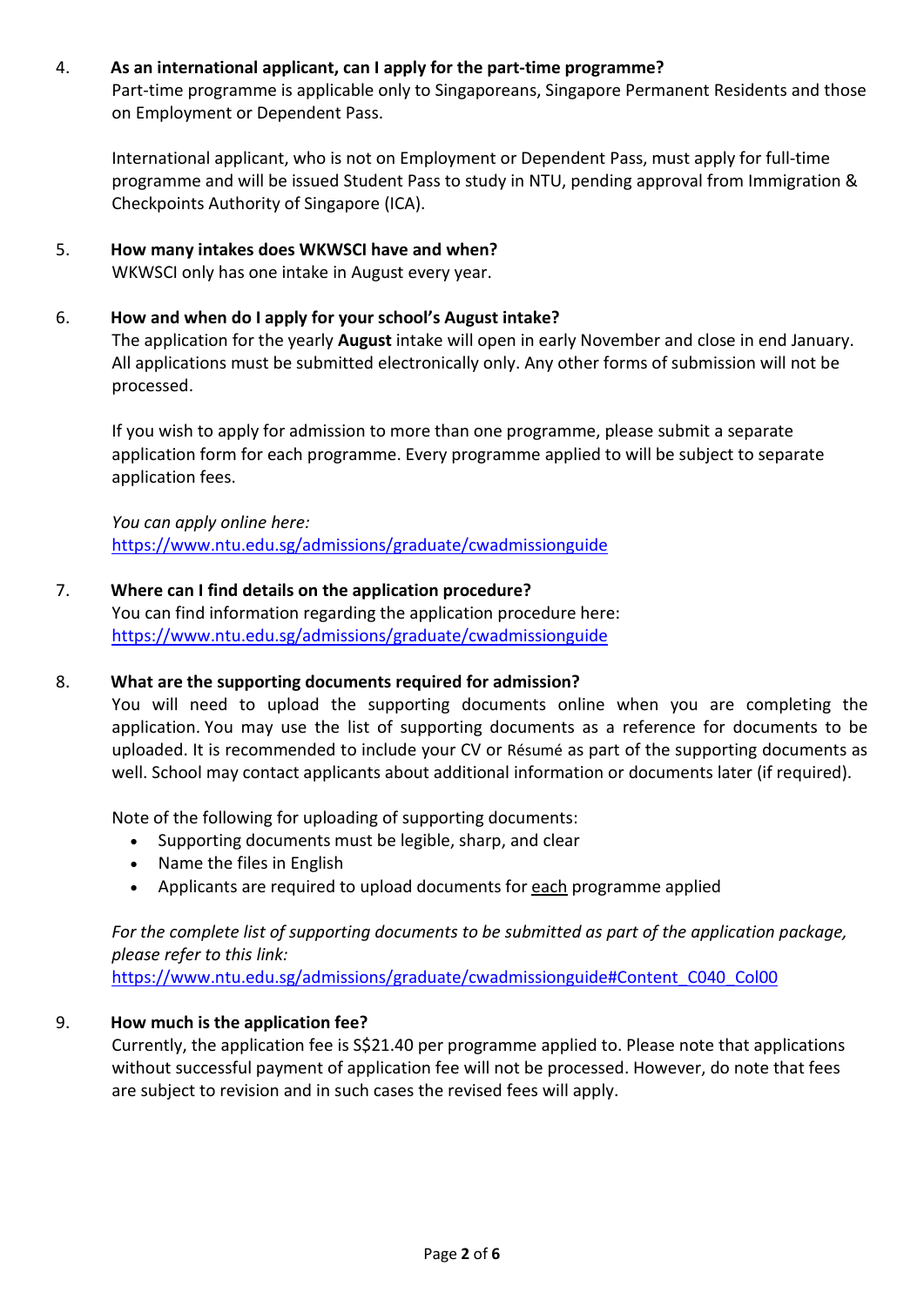4. **As an international applicant, can I apply for the part-time programme?**

   Part-time programme is applicable only to Singaporeans, Singapore Permanent Residents and those on Employment or Dependent Pass.

   International applicant, who is not on Employment or Dependent Pass, must apply for full-time programme and will be issued Student Pass to study in NTU, pending approval from Immigration & Checkpoints Authority of Singapore (ICA).

5. **How many intakes does WKWSCI have and when?**

   WKWSCI only has one intake in August every year.

6. **How and when do I apply for your school's August intake?**

   The application for the yearly **August** intake will open in early November and close in end January. All applications must be submitted electronically only. Any other forms of submission will not be processed.

   If you wish to apply for admission to more than one programme, please submit a separate application form for each programme. Every programme applied to will be subject to separate application fees.

   *You can apply online here:*
   https://www.ntu.edu.sg/admissions/graduate/cwadmissionguide

7. **Where can I find details on the application procedure?**

   You can find information regarding the application procedure here:
   https://www.ntu.edu.sg/admissions/graduate/cwadmissionguide

8. **What are the supporting documents required for admission?**

   You will need to upload the supporting documents online when you are completing the application. You may use the list of supporting documents as a reference for documents to be uploaded. It is recommended to include your CV or Résumé as part of the supporting documents as well. School may contact applicants about additional information or documents later (if required).

   Note of the following for uploading of supporting documents:

   - Supporting documents must be legible, sharp, and clear
   - Name the files in English
   - Applicants are required to upload documents for each programme applied

   *For the complete list of supporting documents to be submitted as part of the application package, please refer to this link:*
   https://www.ntu.edu.sg/admissions/graduate/cwadmissionguide#Content_C040_Col00

9. **How much is the application fee?**

   Currently, the application fee is S$21.40 per programme applied to. Please note that applications without successful payment of application fee will not be processed. However, do note that fees are subject to revision and in such cases the revised fees will apply.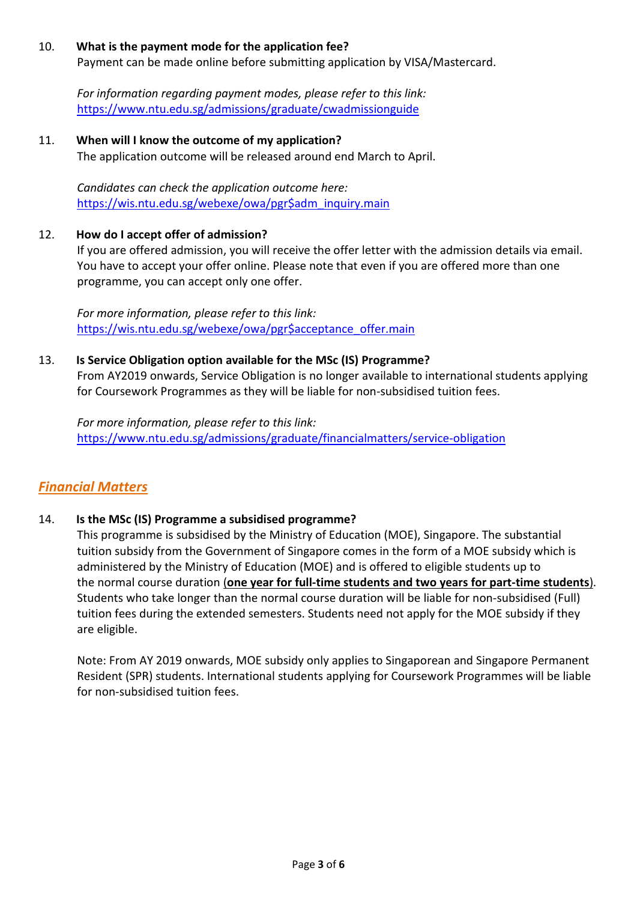10. **What is the payment mode for the application fee?**
    Payment can be made online before submitting application by VISA/Mastercard.

    *For information regarding payment modes, please refer to this link:*
    https://www.ntu.edu.sg/admissions/graduate/cwadmissionguide

11. **When will I know the outcome of my application?**
    The application outcome will be released around end March to April.

    *Candidates can check the application outcome here:*
    https://wis.ntu.edu.sg/webexe/owa/pgr$adm_inquiry.main

12. **How do I accept offer of admission?**
    If you are offered admission, you will receive the offer letter with the admission details via email. You have to accept your offer online. Please note that even if you are offered more than one programme, you can accept only one offer.

    *For more information, please refer to this link:*
    https://wis.ntu.edu.sg/webexe/owa/pgr$acceptance_offer.main

13. **Is Service Obligation option available for the MSc (IS) Programme?**
    From AY2019 onwards, Service Obligation is no longer available to international students applying for Coursework Programmes as they will be liable for non-subsidised tuition fees.

    *For more information, please refer to this link:*
    https://www.ntu.edu.sg/admissions/graduate/financialmatters/service-obligation

## ***Financial Matters***

14. **Is the MSc (IS) Programme a subsidised programme?**
    This programme is subsidised by the Ministry of Education (MOE), Singapore. The substantial tuition subsidy from the Government of Singapore comes in the form of a MOE subsidy which is administered by the Ministry of Education (MOE) and is offered to eligible students up to the normal course duration (**one year for full-time students and two years for part-time students**). Students who take longer than the normal course duration will be liable for non-subsidised (Full) tuition fees during the extended semesters. Students need not apply for the MOE subsidy if they are eligible.

    Note: From AY 2019 onwards, MOE subsidy only applies to Singaporean and Singapore Permanent Resident (SPR) students. International students applying for Coursework Programmes will be liable for non-subsidised tuition fees.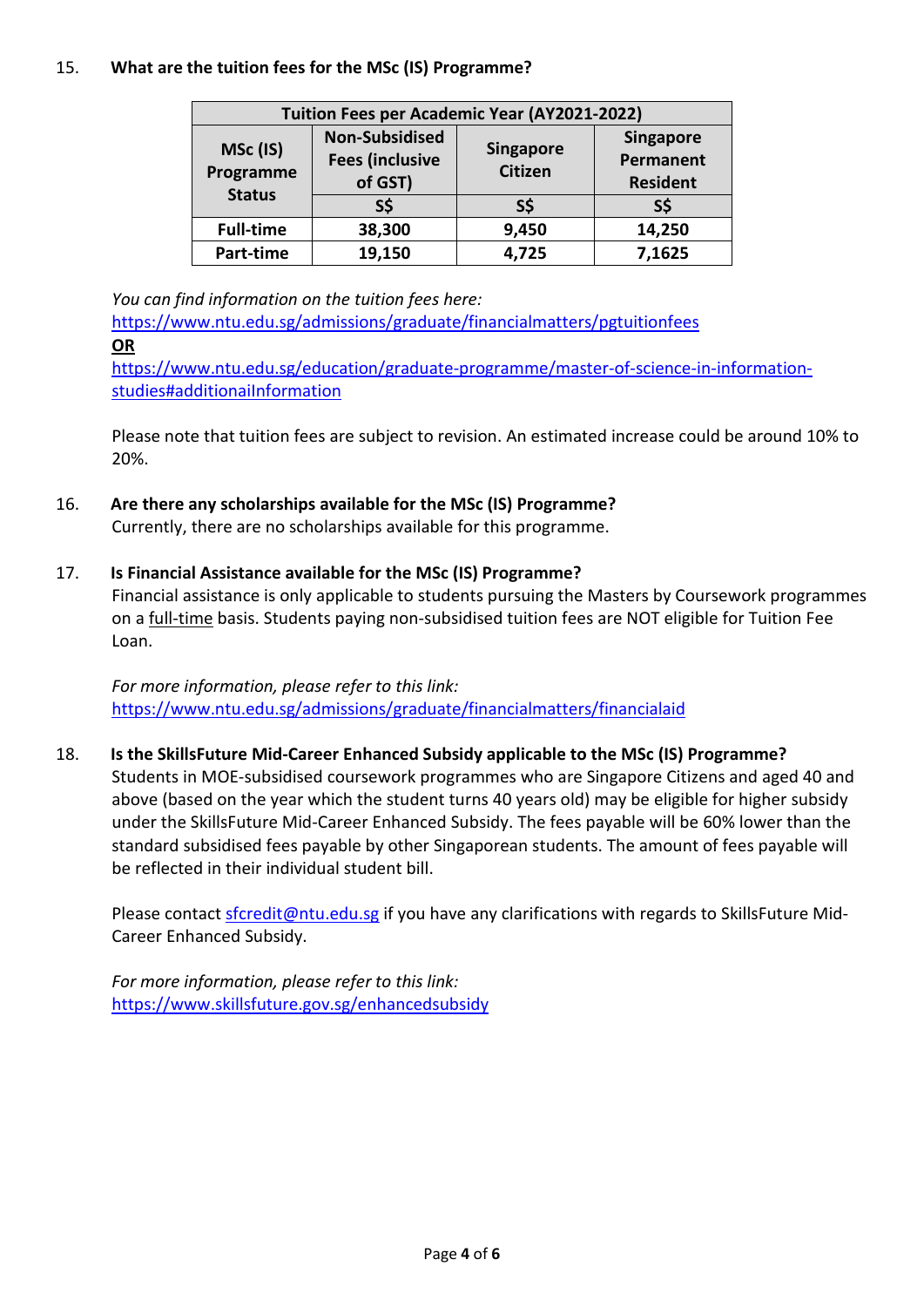15. **What are the tuition fees for the MSc (IS) Programme?**

| Tuition Fees per Academic Year (AY2021-2022) | | | |
|---|---|---|---|
| MSc (IS) Programme Status | Non-Subsidised Fees (inclusive of GST) | Singapore Citizen | Singapore Permanent Resident |
| | S$ | S$ | S$ |
| Full-time | 38,300 | 9,450 | 14,250 |
| Part-time | 19,150 | 4,725 | 7,1625 |

*You can find information on the tuition fees here:*
https://www.ntu.edu.sg/admissions/graduate/financialmatters/pgtuitionfees
**OR**
https://www.ntu.edu.sg/education/graduate-programme/master-of-science-in-information-studies#additionalInformation

Please note that tuition fees are subject to revision. An estimated increase could be around 10% to 20%.

16. **Are there any scholarships available for the MSc (IS) Programme?**
Currently, there are no scholarships available for this programme.

17. **Is Financial Assistance available for the MSc (IS) Programme?**
Financial assistance is only applicable to students pursuing the Masters by Coursework programmes on a full-time basis. Students paying non-subsidised tuition fees are NOT eligible for Tuition Fee Loan.

*For more information, please refer to this link:*
https://www.ntu.edu.sg/admissions/graduate/financialmatters/financialaid

18. **Is the SkillsFuture Mid-Career Enhanced Subsidy applicable to the MSc (IS) Programme?**
Students in MOE-subsidised coursework programmes who are Singapore Citizens and aged 40 and above (based on the year which the student turns 40 years old) may be eligible for higher subsidy under the SkillsFuture Mid-Career Enhanced Subsidy. The fees payable will be 60% lower than the standard subsidised fees payable by other Singaporean students. The amount of fees payable will be reflected in their individual student bill.

Please contact sfcredit@ntu.edu.sg if you have any clarifications with regards to SkillsFuture Mid-Career Enhanced Subsidy.

*For more information, please refer to this link:*
https://www.skillsfuture.gov.sg/enhancedsubsidy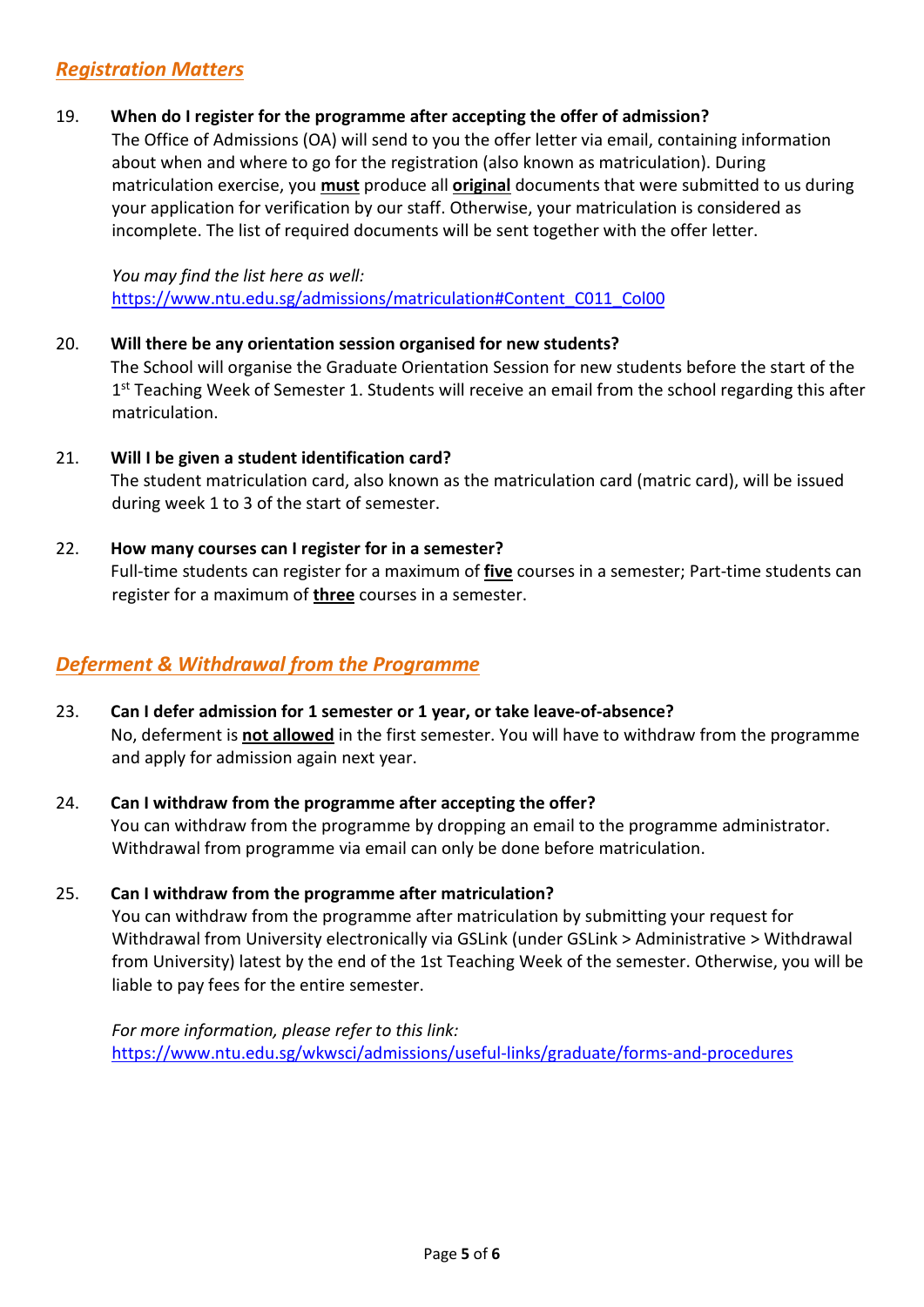## *Registration Matters*

19. **When do I register for the programme after accepting the offer of admission?**
    The Office of Admissions (OA) will send to you the offer letter via email, containing information about when and where to go for the registration (also known as matriculation). During matriculation exercise, you **must** produce all **original** documents that were submitted to us during your application for verification by our staff. Otherwise, your matriculation is considered as incomplete. The list of required documents will be sent together with the offer letter.

    *You may find the list here as well:*
    https://www.ntu.edu.sg/admissions/matriculation#Content_C011_Col00

20. **Will there be any orientation session organised for new students?**
    The School will organise the Graduate Orientation Session for new students before the start of the 1st Teaching Week of Semester 1. Students will receive an email from the school regarding this after matriculation.

21. **Will I be given a student identification card?**
    The student matriculation card, also known as the matriculation card (matric card), will be issued during week 1 to 3 of the start of semester.

22. **How many courses can I register for in a semester?**
    Full-time students can register for a maximum of **five** courses in a semester; Part-time students can register for a maximum of **three** courses in a semester.

## *Deferment & Withdrawal from the Programme*

23. **Can I defer admission for 1 semester or 1 year, or take leave-of-absence?**
    No, deferment is **not allowed** in the first semester. You will have to withdraw from the programme and apply for admission again next year.

24. **Can I withdraw from the programme after accepting the offer?**
    You can withdraw from the programme by dropping an email to the programme administrator. Withdrawal from programme via email can only be done before matriculation.

25. **Can I withdraw from the programme after matriculation?**
    You can withdraw from the programme after matriculation by submitting your request for Withdrawal from University electronically via GSLink (under GSLink > Administrative > Withdrawal from University) latest by the end of the 1st Teaching Week of the semester. Otherwise, you will be liable to pay fees for the entire semester.

    *For more information, please refer to this link:*
    https://www.ntu.edu.sg/wkwsci/admissions/useful-links/graduate/forms-and-procedures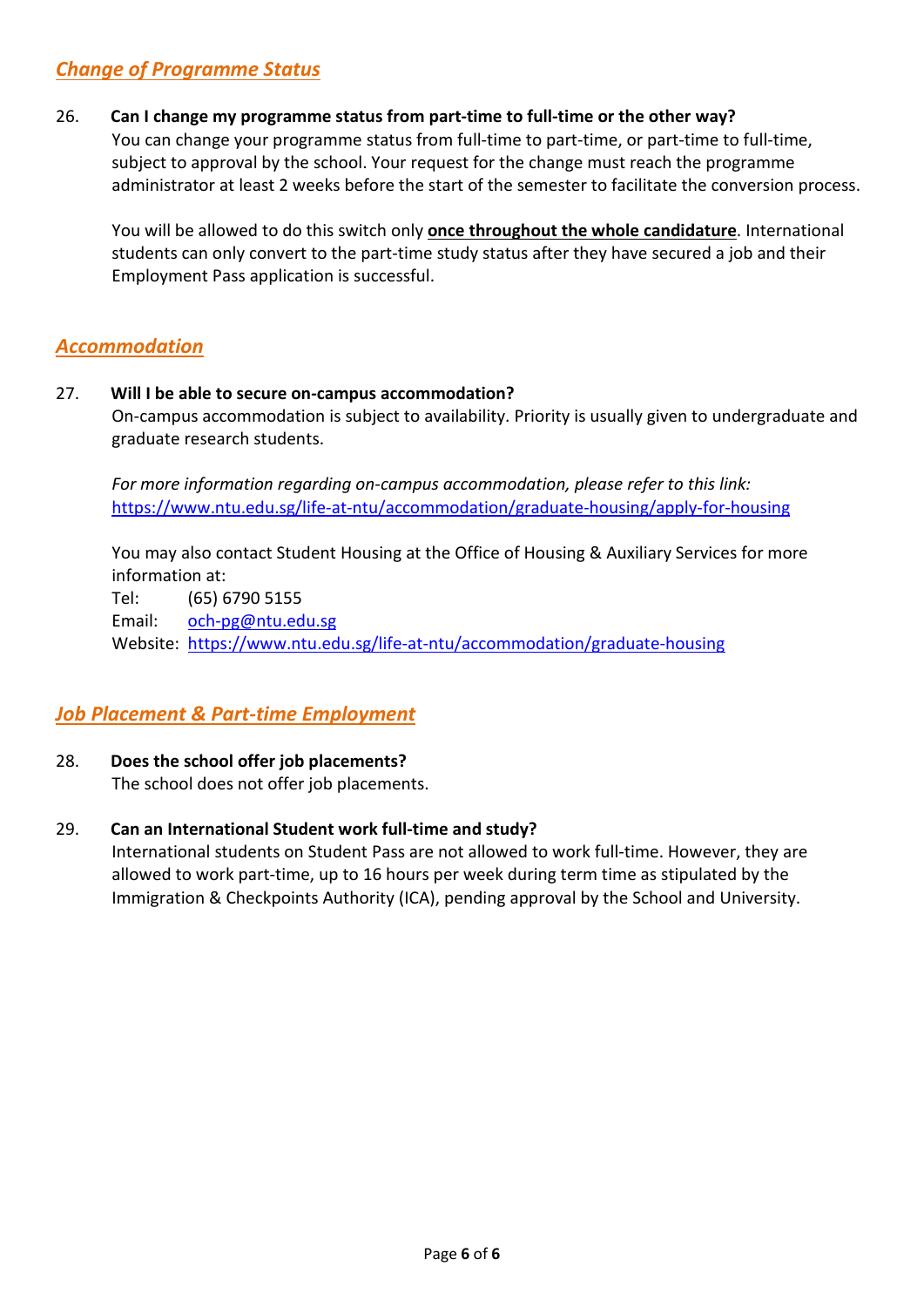## *Change of Programme Status*

26. **Can I change my programme status from part-time to full-time or the other way?**

You can change your programme status from full-time to part-time, or part-time to full-time, subject to approval by the school. Your request for the change must reach the programme administrator at least 2 weeks before the start of the semester to facilitate the conversion process.

You will be allowed to do this switch only **once throughout the whole candidature**. International students can only convert to the part-time study status after they have secured a job and their Employment Pass application is successful.

## *Accommodation*

27. **Will I be able to secure on-campus accommodation?**

On-campus accommodation is subject to availability. Priority is usually given to undergraduate and graduate research students.

*For more information regarding on-campus accommodation, please refer to this link:*
https://www.ntu.edu.sg/life-at-ntu/accommodation/graduate-housing/apply-for-housing

You may also contact Student Housing at the Office of Housing & Auxiliary Services for more information at:

Tel: (65) 6790 5155
Email: och-pg@ntu.edu.sg
Website: https://www.ntu.edu.sg/life-at-ntu/accommodation/graduate-housing

## *Job Placement & Part-time Employment*

28. **Does the school offer job placements?**

The school does not offer job placements.

29. **Can an International Student work full-time and study?**

International students on Student Pass are not allowed to work full-time. However, they are allowed to work part-time, up to 16 hours per week during term time as stipulated by the Immigration & Checkpoints Authority (ICA), pending approval by the School and University.